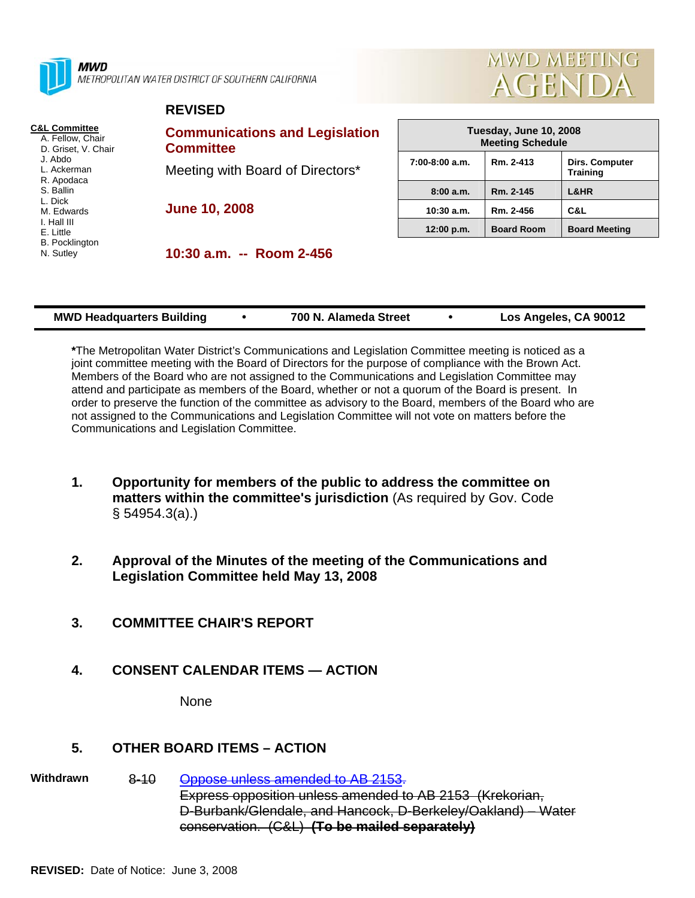**MWD**
METROPOLITAN WATER DISTRICT OF SOUTHERN CALIFORNIA

# MWD MEETING AGENDA

**REVISED**

**C&L Committee**
- A. Fellow, Chair
- D. Griset, V. Chair
- J. Abdo
- L. Ackerman
- R. Apodaca
- S. Ballin
- L. Dick
- M. Edwards
- I. Hall III
- E. Little
- B. Pocklington
- N. Sutley

## Communications and Legislation Committee

Meeting with Board of Directors*

**June 10, 2008**

**10:30 a.m. -- Room 2-456**

| Tuesday, June 10, 2008 Meeting Schedule | | |
|---|---|---|
| 7:00-8:00 a.m. | Rm. 2-413 | Dirs. Computer Training |
| 8:00 a.m. | Rm. 2-145 | L&HR |
| 10:30 a.m. | Rm. 2-456 | C&L |
| 12:00 p.m. | Board Room | Board Meeting |

**MWD Headquarters Building • 700 N. Alameda Street • Los Angeles, CA 90012**

***The Metropolitan Water District's Communications and Legislation Committee meeting is noticed as a joint committee meeting with the Board of Directors for the purpose of compliance with the Brown Act. Members of the Board who are not assigned to the Communications and Legislation Committee may attend and participate as members of the Board, whether or not a quorum of the Board is present. In order to preserve the function of the committee as advisory to the Board, members of the Board who are not assigned to the Communications and Legislation Committee will not vote on matters before the Communications and Legislation Committee.

**1. Opportunity for members of the public to address the committee on matters within the committee's jurisdiction** (As required by Gov. Code § 54954.3(a).)

**2. Approval of the Minutes of the meeting of the Communications and Legislation Committee held May 13, 2008**

**3. COMMITTEE CHAIR'S REPORT**

**4. CONSENT CALENDAR ITEMS — ACTION**

None

**5. OTHER BOARD ITEMS – ACTION**

**Withdrawn** ~~8-10~~ ~~Oppose unless amended to AB 2153.~~
~~Express opposition unless amended to AB 2153 (Krekorian, D-Burbank/Glendale, and Hancock, D-Berkeley/Oakland) – Water conservation. (C&L) **(To be mailed separately)**~~

**REVISED:** Date of Notice: June 3, 2008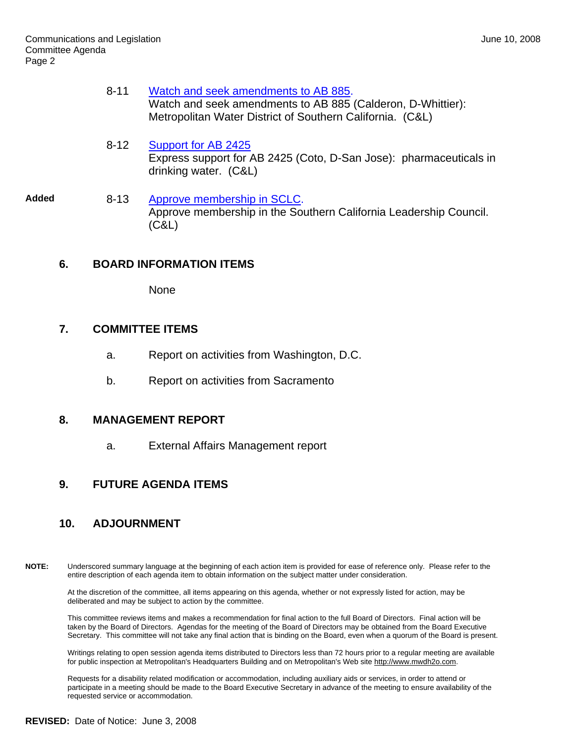8-11 Watch and seek amendments to AB 885.
Watch and seek amendments to AB 885 (Calderon, D-Whittier): Metropolitan Water District of Southern California. (C&L)

8-12 Support for AB 2425
Express support for AB 2425 (Coto, D-San Jose): pharmaceuticals in drinking water. (C&L)

**Added** 8-13 Approve membership in SCLC.
Approve membership in the Southern California Leadership Council. (C&L)

## 6. BOARD INFORMATION ITEMS

None

## 7. COMMITTEE ITEMS

a. Report on activities from Washington, D.C.

b. Report on activities from Sacramento

## 8. MANAGEMENT REPORT

a. External Affairs Management report

## 9. FUTURE AGENDA ITEMS

## 10. ADJOURNMENT

**NOTE:** Underscored summary language at the beginning of each action item is provided for ease of reference only. Please refer to the entire description of each agenda item to obtain information on the subject matter under consideration.

At the discretion of the committee, all items appearing on this agenda, whether or not expressly listed for action, may be deliberated and may be subject to action by the committee.

This committee reviews items and makes a recommendation for final action to the full Board of Directors. Final action will be taken by the Board of Directors. Agendas for the meeting of the Board of Directors may be obtained from the Board Executive Secretary. This committee will not take any final action that is binding on the Board, even when a quorum of the Board is present.

Writings relating to open session agenda items distributed to Directors less than 72 hours prior to a regular meeting are available for public inspection at Metropolitan's Headquarters Building and on Metropolitan's Web site http://www.mwdh2o.com.

Requests for a disability related modification or accommodation, including auxiliary aids or services, in order to attend or participate in a meeting should be made to the Board Executive Secretary in advance of the meeting to ensure availability of the requested service or accommodation.

**REVISED:** Date of Notice: June 3, 2008